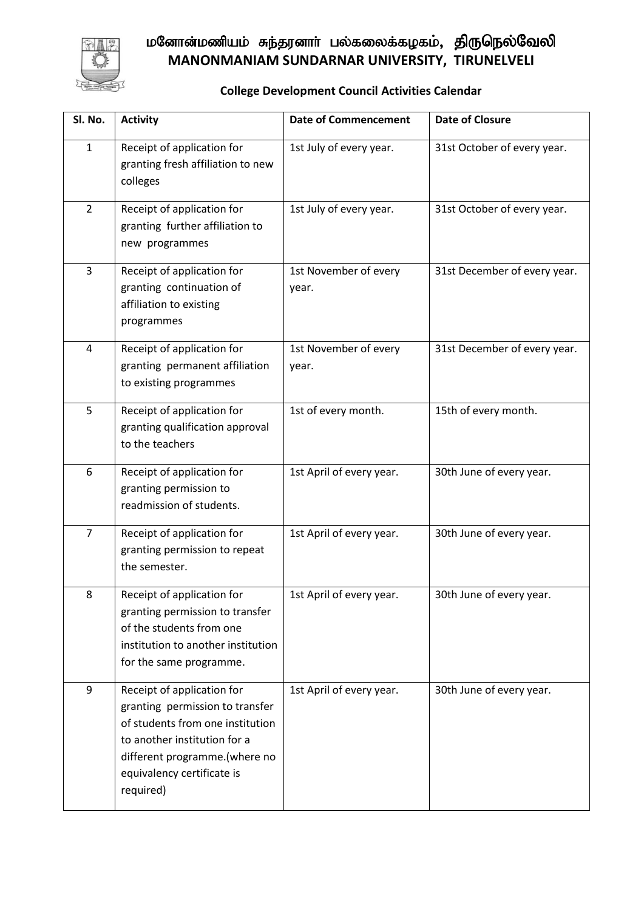# மனோன்மணியம் சுந்தரனார் பல்கலைக்கழகம், திருநெல்வேலி
# MANONMANIAM SUNDARNAR UNIVERSITY, TIRUNELVELI

## College Development Council Activities Calendar

| Sl. No. | Activity | Date of Commencement | Date of Closure |
|---|---|---|---|
| 1 | Receipt of application for granting fresh affiliation to new colleges | 1st July of every year. | 31st October of every year. |
| 2 | Receipt of application for granting further affiliation to new programmes | 1st July of every year. | 31st October of every year. |
| 3 | Receipt of application for granting continuation of affiliation to existing programmes | 1st November of every year. | 31st December of every year. |
| 4 | Receipt of application for granting permanent affiliation to existing programmes | 1st November of every year. | 31st December of every year. |
| 5 | Receipt of application for granting qualification approval to the teachers | 1st of every month. | 15th of every month. |
| 6 | Receipt of application for granting permission to readmission of students. | 1st April of every year. | 30th June of every year. |
| 7 | Receipt of application for granting permission to repeat the semester. | 1st April of every year. | 30th June of every year. |
| 8 | Receipt of application for granting permission to transfer of the students from one institution to another institution for the same programme. | 1st April of every year. | 30th June of every year. |
| 9 | Receipt of application for granting permission to transfer of students from one institution to another institution for a different programme.(where no equivalency certificate is required) | 1st April of every year. | 30th June of every year. |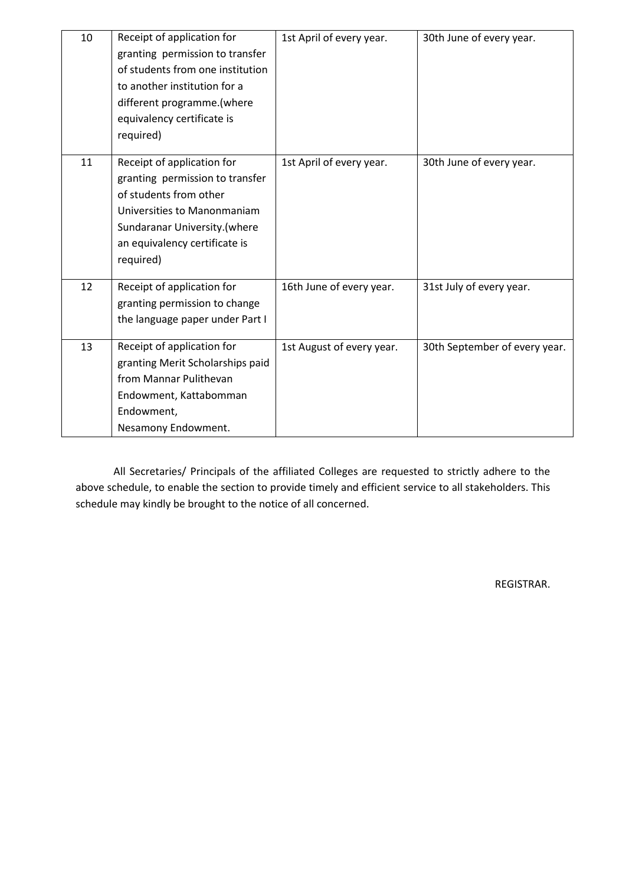| | | | |
|---|---|---|---|
| 10 | Receipt of application for granting permission to transfer of students from one institution to another institution for a different programme.(where equivalency certificate is required) | 1st April of every year. | 30th June of every year. |
| 11 | Receipt of application for granting permission to transfer of students from other Universities to Manonmaniam Sundaranar University.(where an equivalency certificate is required) | 1st April of every year. | 30th June of every year. |
| 12 | Receipt of application for granting permission to change the language paper under Part I | 16th June of every year. | 31st July of every year. |
| 13 | Receipt of application for granting Merit Scholarships paid from Mannar Pulithevan Endowment, Kattabomman Endowment, Nesamony Endowment. | 1st August of every year. | 30th September of every year. |

All Secretaries/ Principals of the affiliated Colleges are requested to strictly adhere to the above schedule, to enable the section to provide timely and efficient service to all stakeholders. This schedule may kindly be brought to the notice of all concerned.

REGISTRAR.